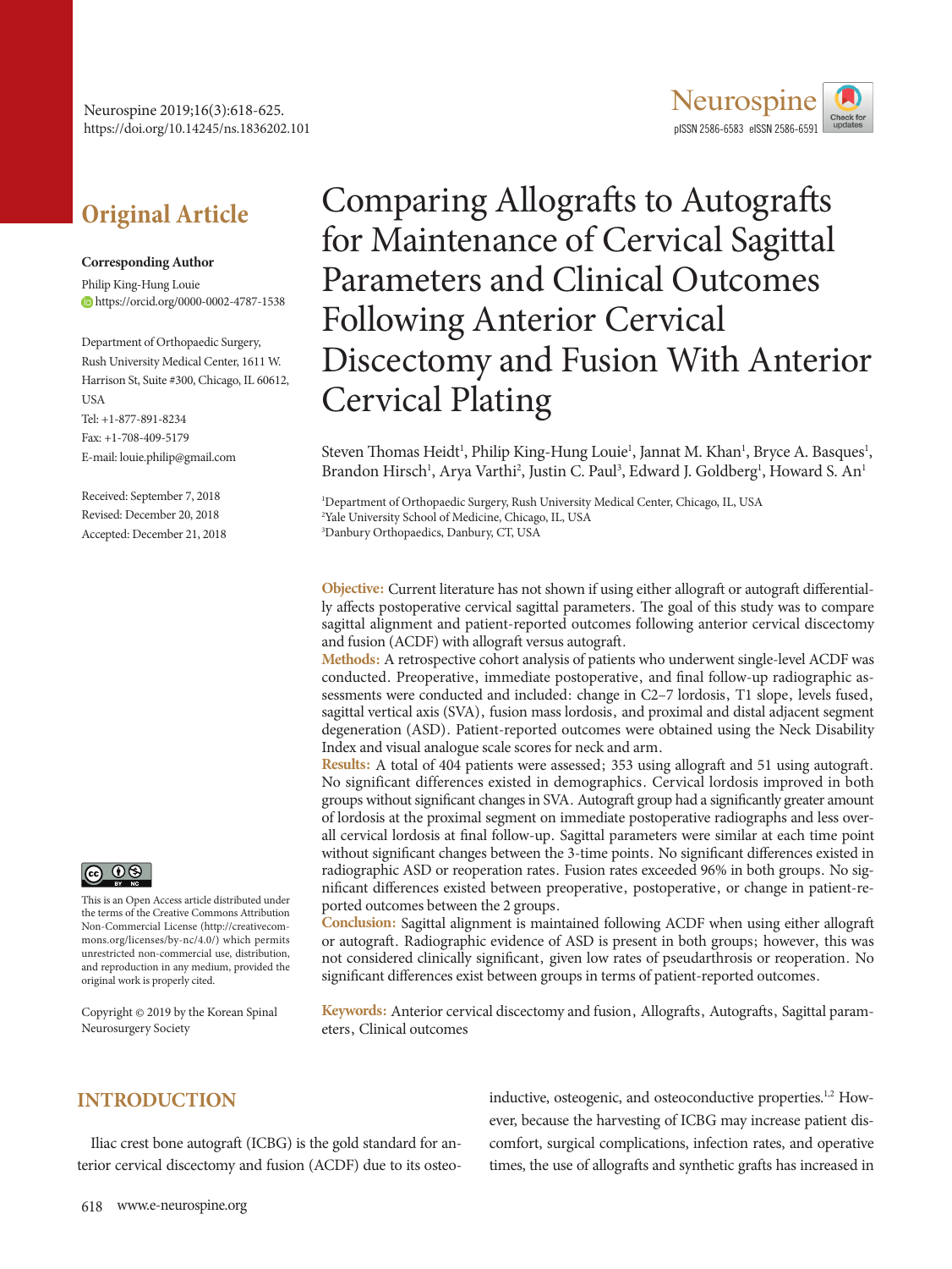Original Article

**Corresponding Author**

Philip King-Hung Louie

https://orcid.org/0000-0002-4787-1538

Department of Orthopaedic Surgery, Rush University Medical Center, 1611 W. Harrison St, Suite #300, Chicago, IL 60612, USA

Tel: +1-877-891-8234

Fax: +1-708-409-5179

E-mail: louie.philip@gmail.com

Received: September 7, 2018

Revised: December 20, 2018

Accepted: December 21, 2018

# Comparing Allografts to Autografts for Maintenance of Cervical Sagittal Parameters and Clinical Outcomes Following Anterior Cervical Discectomy and Fusion With Anterior Cervical Plating

Steven Thomas Heidt[1], Philip King-Hung Louie[1], Jannat M. Khan[1], Bryce A. Basques[1], Brandon Hirsch[1], Arya Varthi[2], Justin C. Paul[3], Edward J. Goldberg[1], Howard S. An[1]

[1]Department of Orthopaedic Surgery, Rush University Medical Center, Chicago, IL, USA

[2]Yale University School of Medicine, Chicago, IL, USA

[3]Danbury Orthopaedics, Danbury, CT, USA

**Objective:** Current literature has not shown if using either allograft or autograft differentially affects postoperative cervical sagittal parameters. The goal of this study was to compare sagittal alignment and patient-reported outcomes following anterior cervical discectomy and fusion (ACDF) with allograft versus autograft.

**Methods:** A retrospective cohort analysis of patients who underwent single-level ACDF was conducted. Preoperative, immediate postoperative, and final follow-up radiographic assessments were conducted and included: change in C2–7 lordosis, T1 slope, levels fused, sagittal vertical axis (SVA), fusion mass lordosis, and proximal and distal adjacent segment degeneration (ASD). Patient-reported outcomes were obtained using the Neck Disability Index and visual analogue scale scores for neck and arm.

**Results:** A total of 404 patients were assessed; 353 using allograft and 51 using autograft. No significant differences existed in demographics. Cervical lordosis improved in both groups without significant changes in SVA. Autograft group had a significantly greater amount of lordosis at the proximal segment on immediate postoperative radiographs and less overall cervical lordosis at final follow-up. Sagittal parameters were similar at each time point without significant changes between the 3-time points. No significant differences existed in radiographic ASD or reoperation rates. Fusion rates exceeded 96% in both groups. No significant differences existed between preoperative, postoperative, or change in patient-reported outcomes between the 2 groups.

**Conclusion:** Sagittal alignment is maintained following ACDF when using either allograft or autograft. Radiographic evidence of ASD is present in both groups; however, this was not considered clinically significant, given low rates of pseudarthrosis or reoperation. No significant differences exist between groups in terms of patient-reported outcomes.

**Keywords:** Anterior cervical discectomy and fusion, Allografts, Autografts, Sagittal parameters, Clinical outcomes

This is an Open Access article distributed under the terms of the Creative Commons Attribution Non-Commercial License (http://creativecommons.org/licenses/by-nc/4.0/) which permits unrestricted non-commercial use, distribution, and reproduction in any medium, provided the original work is properly cited.

Copyright © 2019 by the Korean Spinal Neurosurgery Society

## INTRODUCTION

Iliac crest bone autograft (ICBG) is the gold standard for anterior cervical discectomy and fusion (ACDF) due to its osteoinductive, osteogenic, and osteoconductive properties.[1,2] However, because the harvesting of ICBG may increase patient discomfort, surgical complications, infection rates, and operative times, the use of allografts and synthetic grafts has increased in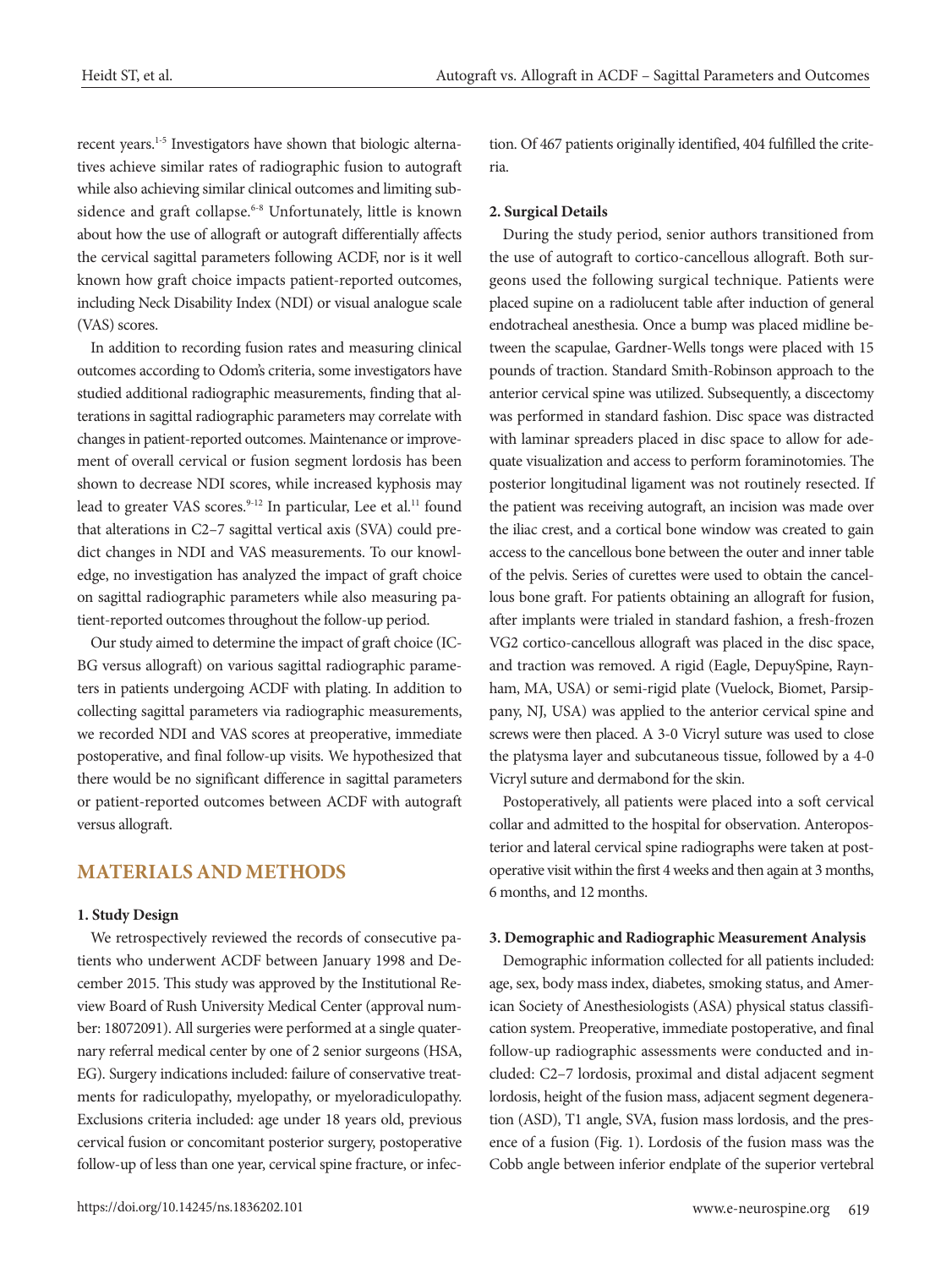recent years.[1-5] Investigators have shown that biologic alternatives achieve similar rates of radiographic fusion to autograft while also achieving similar clinical outcomes and limiting subsidence and graft collapse.[6-8] Unfortunately, little is known about how the use of allograft or autograft differentially affects the cervical sagittal parameters following ACDF, nor is it well known how graft choice impacts patient-reported outcomes, including Neck Disability Index (NDI) or visual analogue scale (VAS) scores.

In addition to recording fusion rates and measuring clinical outcomes according to Odom's criteria, some investigators have studied additional radiographic measurements, finding that alterations in sagittal radiographic parameters may correlate with changes in patient-reported outcomes. Maintenance or improvement of overall cervical or fusion segment lordosis has been shown to decrease NDI scores, while increased kyphosis may lead to greater VAS scores.[9-12] In particular, Lee et al.[11] found that alterations in C2–7 sagittal vertical axis (SVA) could predict changes in NDI and VAS measurements. To our knowledge, no investigation has analyzed the impact of graft choice on sagittal radiographic parameters while also measuring patient-reported outcomes throughout the follow-up period.

Our study aimed to determine the impact of graft choice (ICBG versus allograft) on various sagittal radiographic parameters in patients undergoing ACDF with plating. In addition to collecting sagittal parameters via radiographic measurements, we recorded NDI and VAS scores at preoperative, immediate postoperative, and final follow-up visits. We hypothesized that there would be no significant difference in sagittal parameters or patient-reported outcomes between ACDF with autograft versus allograft.

## MATERIALS AND METHODS

### 1. Study Design

We retrospectively reviewed the records of consecutive patients who underwent ACDF between January 1998 and December 2015. This study was approved by the Institutional Review Board of Rush University Medical Center (approval number: 18072091). All surgeries were performed at a single quaternary referral medical center by one of 2 senior surgeons (HSA, EG). Surgery indications included: failure of conservative treatments for radiculopathy, myelopathy, or myeloradiculopathy. Exclusions criteria included: age under 18 years old, previous cervical fusion or concomitant posterior surgery, postoperative follow-up of less than one year, cervical spine fracture, or infection. Of 467 patients originally identified, 404 fulfilled the criteria.

### 2. Surgical Details

During the study period, senior authors transitioned from the use of autograft to cortico-cancellous allograft. Both surgeons used the following surgical technique. Patients were placed supine on a radiolucent table after induction of general endotracheal anesthesia. Once a bump was placed midline between the scapulae, Gardner-Wells tongs were placed with 15 pounds of traction. Standard Smith-Robinson approach to the anterior cervical spine was utilized. Subsequently, a discectomy was performed in standard fashion. Disc space was distracted with laminar spreaders placed in disc space to allow for adequate visualization and access to perform foraminotomies. The posterior longitudinal ligament was not routinely resected. If the patient was receiving autograft, an incision was made over the iliac crest, and a cortical bone window was created to gain access to the cancellous bone between the outer and inner table of the pelvis. Series of curettes were used to obtain the cancellous bone graft. For patients obtaining an allograft for fusion, after implants were trialed in standard fashion, a fresh-frozen VG2 cortico-cancellous allograft was placed in the disc space, and traction was removed. A rigid (Eagle, DepuySpine, Raynham, MA, USA) or semi-rigid plate (Vuelock, Biomet, Parsippany, NJ, USA) was applied to the anterior cervical spine and screws were then placed. A 3-0 Vicryl suture was used to close the platysma layer and subcutaneous tissue, followed by a 4-0 Vicryl suture and dermabond for the skin.

Postoperatively, all patients were placed into a soft cervical collar and admitted to the hospital for observation. Anteroposterior and lateral cervical spine radiographs were taken at postoperative visit within the first 4 weeks and then again at 3 months, 6 months, and 12 months.

### 3. Demographic and Radiographic Measurement Analysis

Demographic information collected for all patients included: age, sex, body mass index, diabetes, smoking status, and American Society of Anesthesiologists (ASA) physical status classification system. Preoperative, immediate postoperative, and final follow-up radiographic assessments were conducted and included: C2–7 lordosis, proximal and distal adjacent segment lordosis, height of the fusion mass, adjacent segment degeneration (ASD), T1 angle, SVA, fusion mass lordosis, and the presence of a fusion (Fig. 1). Lordosis of the fusion mass was the Cobb angle between inferior endplate of the superior vertebral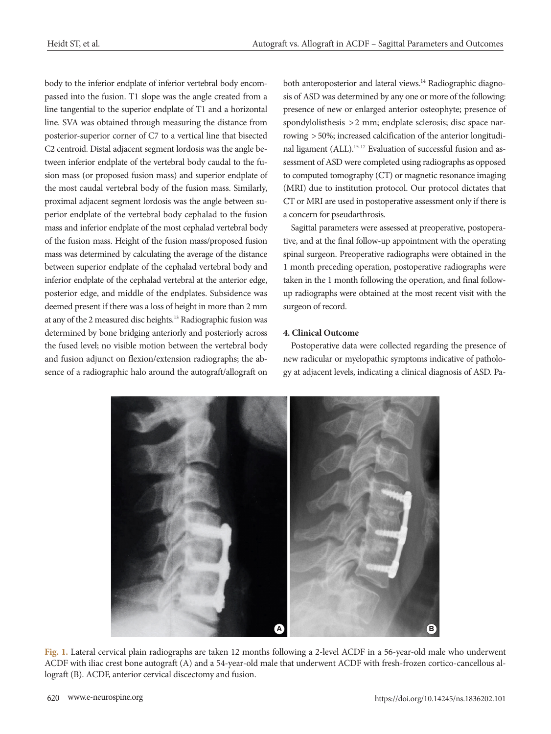body to the inferior endplate of inferior vertebral body encompassed into the fusion. T1 slope was the angle created from a line tangential to the superior endplate of T1 and a horizontal line. SVA was obtained through measuring the distance from posterior-superior corner of C7 to a vertical line that bisected C2 centroid. Distal adjacent segment lordosis was the angle between inferior endplate of the vertebral body caudal to the fusion mass (or proposed fusion mass) and superior endplate of the most caudal vertebral body of the fusion mass. Similarly, proximal adjacent segment lordosis was the angle between superior endplate of the vertebral body cephalad to the fusion mass and inferior endplate of the most cephalad vertebral body of the fusion mass. Height of the fusion mass/proposed fusion mass was determined by calculating the average of the distance between superior endplate of the cephalad vertebral body and inferior endplate of the cephalad vertebral at the anterior edge, posterior edge, and middle of the endplates. Subsidence was deemed present if there was a loss of height in more than 2 mm at any of the 2 measured disc heights.[13] Radiographic fusion was determined by bone bridging anteriorly and posteriorly across the fused level; no visible motion between the vertebral body and fusion adjunct on flexion/extension radiographs; the absence of a radiographic halo around the autograft/allograft on both anteroposterior and lateral views.[14] Radiographic diagnosis of ASD was determined by any one or more of the following: presence of new or enlarged anterior osteophyte; presence of spondylolisthesis >2 mm; endplate sclerosis; disc space narrowing >50%; increased calcification of the anterior longitudinal ligament (ALL).[15-17] Evaluation of successful fusion and assessment of ASD were completed using radiographs as opposed to computed tomography (CT) or magnetic resonance imaging (MRI) due to institution protocol. Our protocol dictates that CT or MRI are used in postoperative assessment only if there is a concern for pseudarthrosis.

Sagittal parameters were assessed at preoperative, postoperative, and at the final follow-up appointment with the operating spinal surgeon. Preoperative radiographs were obtained in the 1 month preceding operation, postoperative radiographs were taken in the 1 month following the operation, and final follow-up radiographs were obtained at the most recent visit with the surgeon of record.

#### 4. Clinical Outcome

Postoperative data were collected regarding the presence of new radicular or myelopathic symptoms indicative of pathology at adjacent levels, indicating a clinical diagnosis of ASD. Pa-

Fig. 1. Lateral cervical plain radiographs are taken 12 months following a 2-level ACDF in a 56-year-old male who underwent ACDF with iliac crest bone autograft (A) and a 54-year-old male that underwent ACDF with fresh-frozen cortico-cancellous allograft (B). ACDF, anterior cervical discectomy and fusion.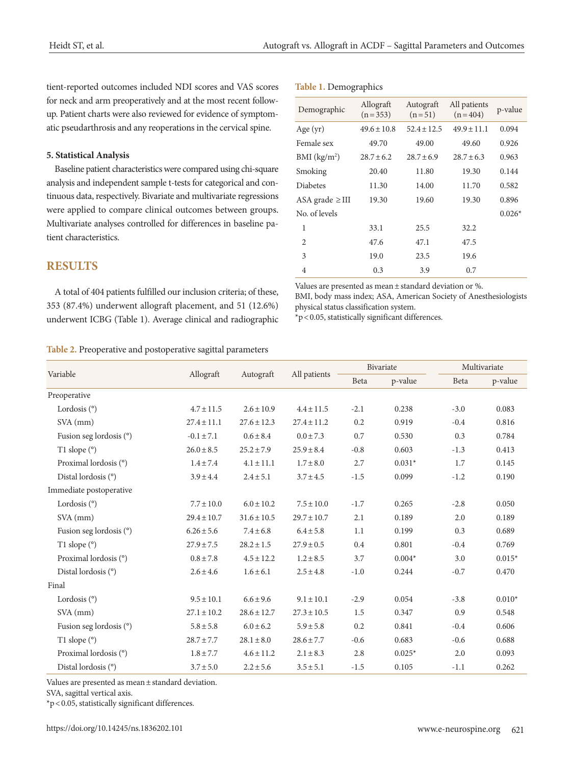tient-reported outcomes included NDI scores and VAS scores for neck and arm preoperatively and at the most recent follow-up. Patient charts were also reviewed for evidence of symptomatic pseudarthrosis and any reoperations in the cervical spine.

**5. Statistical Analysis**

Baseline patient characteristics were compared using chi-square analysis and independent sample t-tests for categorical and continuous data, respectively. Bivariate and multivariate regressions were applied to compare clinical outcomes between groups. Multivariate analyses controlled for differences in baseline patient characteristics.

## RESULTS

A total of 404 patients fulfilled our inclusion criteria; of these, 353 (87.4%) underwent allograft placement, and 51 (12.6%) underwent ICBG (Table 1). Average clinical and radiographic

**Table 1.** Demographics

| Demographic | Allograft (n = 353) | Autograft (n = 51) | All patients (n = 404) | p-value |
|---|---|---|---|---|
| Age (yr) | 49.6 ± 10.8 | 52.4 ± 12.5 | 49.9 ± 11.1 | 0.094 |
| Female sex | 49.70 | 49.00 | 49.60 | 0.926 |
| BMI (kg/m$^2$) | 28.7 ± 6.2 | 28.7 ± 6.9 | 28.7 ± 6.3 | 0.963 |
| Smoking | 20.40 | 11.80 | 19.30 | 0.144 |
| Diabetes | 11.30 | 14.00 | 11.70 | 0.582 |
| ASA grade ≥ III | 19.30 | 19.60 | 19.30 | 0.896 |
| No. of levels | | | | 0.026* |
| 1 | 33.1 | 25.5 | 32.2 | |
| 2 | 47.6 | 47.1 | 47.5 | |
| 3 | 19.0 | 23.5 | 19.6 | |
| 4 | 0.3 | 3.9 | 0.7 | |

Values are presented as mean ± standard deviation or %.
BMI, body mass index; ASA, American Society of Anesthesiologists physical status classification system.
*p < 0.05, statistically significant differences.

**Table 2.** Preoperative and postoperative sagittal parameters

| Variable | Allograft | Autograft | All patients | Bivariate | | Multivariate | |
|---|---|---|---|---|---|---|---|
| | | | | Beta | p-value | Beta | p-value |
| Preoperative | | | | | | | |
| Lordosis (°) | 4.7 ± 11.5 | 2.6 ± 10.9 | 4.4 ± 11.5 | -2.1 | 0.238 | -3.0 | 0.083 |
| SVA (mm) | 27.4 ± 11.1 | 27.6 ± 12.3 | 27.4 ± 11.2 | 0.2 | 0.919 | -0.4 | 0.816 |
| Fusion seg lordosis (°) | -0.1 ± 7.1 | 0.6 ± 8.4 | 0.0 ± 7.3 | 0.7 | 0.530 | 0.3 | 0.784 |
| T1 slope (°) | 26.0 ± 8.5 | 25.2 ± 7.9 | 25.9 ± 8.4 | -0.8 | 0.603 | -1.3 | 0.413 |
| Proximal lordosis (°) | 1.4 ± 7.4 | 4.1 ± 11.1 | 1.7 ± 8.0 | 2.7 | 0.031* | 1.7 | 0.145 |
| Distal lordosis (°) | 3.9 ± 4.4 | 2.4 ± 5.1 | 3.7 ± 4.5 | -1.5 | 0.099 | -1.2 | 0.190 |
| Immediate postoperative | | | | | | | |
| Lordosis (°) | 7.7 ± 10.0 | 6.0 ± 10.2 | 7.5 ± 10.0 | -1.7 | 0.265 | -2.8 | 0.050 |
| SVA (mm) | 29.4 ± 10.7 | 31.6 ± 10.5 | 29.7 ± 10.7 | 2.1 | 0.189 | 2.0 | 0.189 |
| Fusion seg lordosis (°) | 6.26 ± 5.6 | 7.4 ± 6.8 | 6.4 ± 5.8 | 1.1 | 0.199 | 0.3 | 0.689 |
| T1 slope (°) | 27.9 ± 7.5 | 28.2 ± 1.5 | 27.9 ± 0.5 | 0.4 | 0.801 | -0.4 | 0.769 |
| Proximal lordosis (°) | 0.8 ± 7.8 | 4.5 ± 12.2 | 1.2 ± 8.5 | 3.7 | 0.004* | 3.0 | 0.015* |
| Distal lordosis (°) | 2.6 ± 4.6 | 1.6 ± 6.1 | 2.5 ± 4.8 | -1.0 | 0.244 | -0.7 | 0.470 |
| Final | | | | | | | |
| Lordosis (°) | 9.5 ± 10.1 | 6.6 ± 9.6 | 9.1 ± 10.1 | -2.9 | 0.054 | -3.8 | 0.010* |
| SVA (mm) | 27.1 ± 10.2 | 28.6 ± 12.7 | 27.3 ± 10.5 | 1.5 | 0.347 | 0.9 | 0.548 |
| Fusion seg lordosis (°) | 5.8 ± 5.8 | 6.0 ± 6.2 | 5.9 ± 5.8 | 0.2 | 0.841 | -0.4 | 0.606 |
| T1 slope (°) | 28.7 ± 7.7 | 28.1 ± 8.0 | 28.6 ± 7.7 | -0.6 | 0.683 | -0.6 | 0.688 |
| Proximal lordosis (°) | 1.8 ± 7.7 | 4.6 ± 11.2 | 2.1 ± 8.3 | 2.8 | 0.025* | 2.0 | 0.093 |
| Distal lordosis (°) | 3.7 ± 5.0 | 2.2 ± 5.6 | 3.5 ± 5.1 | -1.5 | 0.105 | -1.1 | 0.262 |

Values are presented as mean ± standard deviation.
SVA, sagittal vertical axis.
*p < 0.05, statistically significant differences.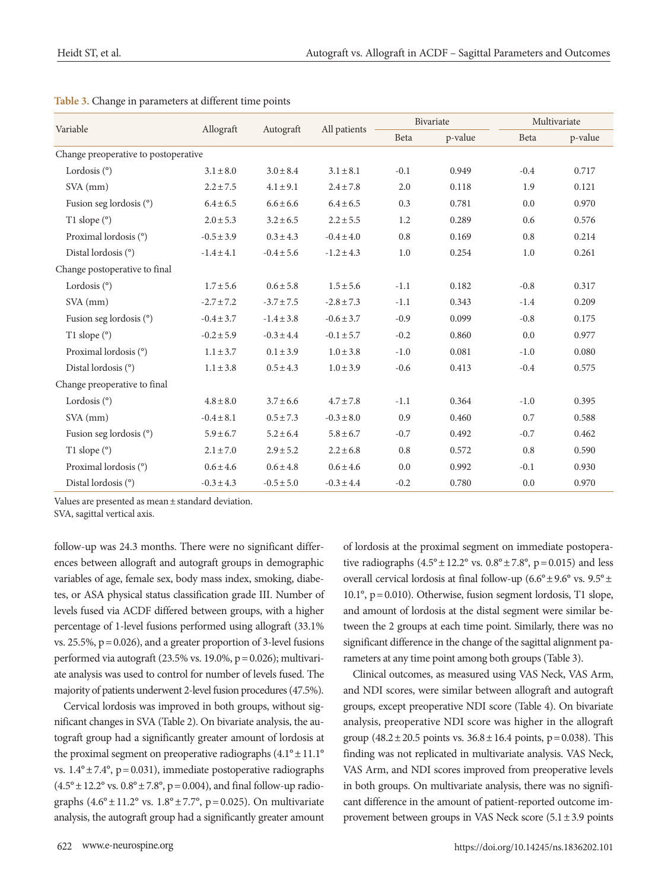**Table 3.** Change in parameters at different time points

| Variable | Allograft | Autograft | All patients | Bivariate | | Multivariate | |
|---|---|---|---|---|---|---|---|
| | | | | Beta | p-value | Beta | p-value |
| Change preoperative to postoperative | | | | | | | |
| Lordosis (°) | 3.1 ± 8.0 | 3.0 ± 8.4 | 3.1 ± 8.1 | -0.1 | 0.949 | -0.4 | 0.717 |
| SVA (mm) | 2.2 ± 7.5 | 4.1 ± 9.1 | 2.4 ± 7.8 | 2.0 | 0.118 | 1.9 | 0.121 |
| Fusion seg lordosis (°) | 6.4 ± 6.5 | 6.6 ± 6.6 | 6.4 ± 6.5 | 0.3 | 0.781 | 0.0 | 0.970 |
| T1 slope (°) | 2.0 ± 5.3 | 3.2 ± 6.5 | 2.2 ± 5.5 | 1.2 | 0.289 | 0.6 | 0.576 |
| Proximal lordosis (°) | -0.5 ± 3.9 | 0.3 ± 4.3 | -0.4 ± 4.0 | 0.8 | 0.169 | 0.8 | 0.214 |
| Distal lordosis (°) | -1.4 ± 4.1 | -0.4 ± 5.6 | -1.2 ± 4.3 | 1.0 | 0.254 | 1.0 | 0.261 |
| Change postoperative to final | | | | | | | |
| Lordosis (°) | 1.7 ± 5.6 | 0.6 ± 5.8 | 1.5 ± 5.6 | -1.1 | 0.182 | -0.8 | 0.317 |
| SVA (mm) | -2.7 ± 7.2 | -3.7 ± 7.5 | -2.8 ± 7.3 | -1.1 | 0.343 | -1.4 | 0.209 |
| Fusion seg lordosis (°) | -0.4 ± 3.7 | -1.4 ± 3.8 | -0.6 ± 3.7 | -0.9 | 0.099 | -0.8 | 0.175 |
| T1 slope (°) | -0.2 ± 5.9 | -0.3 ± 4.4 | -0.1 ± 5.7 | -0.2 | 0.860 | 0.0 | 0.977 |
| Proximal lordosis (°) | 1.1 ± 3.7 | 0.1 ± 3.9 | 1.0 ± 3.8 | -1.0 | 0.081 | -1.0 | 0.080 |
| Distal lordosis (°) | 1.1 ± 3.8 | 0.5 ± 4.3 | 1.0 ± 3.9 | -0.6 | 0.413 | -0.4 | 0.575 |
| Change preoperative to final | | | | | | | |
| Lordosis (°) | 4.8 ± 8.0 | 3.7 ± 6.6 | 4.7 ± 7.8 | -1.1 | 0.364 | -1.0 | 0.395 |
| SVA (mm) | -0.4 ± 8.1 | 0.5 ± 7.3 | -0.3 ± 8.0 | 0.9 | 0.460 | 0.7 | 0.588 |
| Fusion seg lordosis (°) | 5.9 ± 6.7 | 5.2 ± 6.4 | 5.8 ± 6.7 | -0.7 | 0.492 | -0.7 | 0.462 |
| T1 slope (°) | 2.1 ± 7.0 | 2.9 ± 5.2 | 2.2 ± 6.8 | 0.8 | 0.572 | 0.8 | 0.590 |
| Proximal lordosis (°) | 0.6 ± 4.6 | 0.6 ± 4.8 | 0.6 ± 4.6 | 0.0 | 0.992 | -0.1 | 0.930 |
| Distal lordosis (°) | -0.3 ± 4.3 | -0.5 ± 5.0 | -0.3 ± 4.4 | -0.2 | 0.780 | 0.0 | 0.970 |

Values are presented as mean ± standard deviation.
SVA, sagittal vertical axis.

follow-up was 24.3 months. There were no significant differences between allograft and autograft groups in demographic variables of age, female sex, body mass index, smoking, diabetes, or ASA physical status classification grade III. Number of levels fused via ACDF differed between groups, with a higher percentage of 1-level fusions performed using allograft (33.1% vs. 25.5%, p = 0.026), and a greater proportion of 3-level fusions performed via autograft (23.5% vs. 19.0%, p = 0.026); multivariate analysis was used to control for number of levels fused. The majority of patients underwent 2-level fusion procedures (47.5%).

Cervical lordosis was improved in both groups, without significant changes in SVA (Table 2). On bivariate analysis, the autograft group had a significantly greater amount of lordosis at the proximal segment on preoperative radiographs (4.1° ± 11.1° vs. 1.4° ± 7.4°, p = 0.031), immediate postoperative radiographs (4.5° ± 12.2° vs. 0.8° ± 7.8°, p = 0.004), and final follow-up radiographs (4.6° ± 11.2° vs. 1.8° ± 7.7°, p = 0.025). On multivariate analysis, the autograft group had a significantly greater amount of lordosis at the proximal segment on immediate postoperative radiographs (4.5° ± 12.2° vs. 0.8° ± 7.8°, p = 0.015) and less overall cervical lordosis at final follow-up (6.6° ± 9.6° vs. 9.5° ± 10.1°, p = 0.010). Otherwise, fusion segment lordosis, T1 slope, and amount of lordosis at the distal segment were similar between the 2 groups at each time point. Similarly, there was no significant difference in the change of the sagittal alignment parameters at any time point among both groups (Table 3).

Clinical outcomes, as measured using VAS Neck, VAS Arm, and NDI scores, were similar between allograft and autograft groups, except preoperative NDI score (Table 4). On bivariate analysis, preoperative NDI score was higher in the allograft group (48.2 ± 20.5 points vs. 36.8 ± 16.4 points, p = 0.038). This finding was not replicated in multivariate analysis. VAS Neck, VAS Arm, and NDI scores improved from preoperative levels in both groups. On multivariate analysis, there was no significant difference in the amount of patient-reported outcome improvement between groups in VAS Neck score (5.1 ± 3.9 points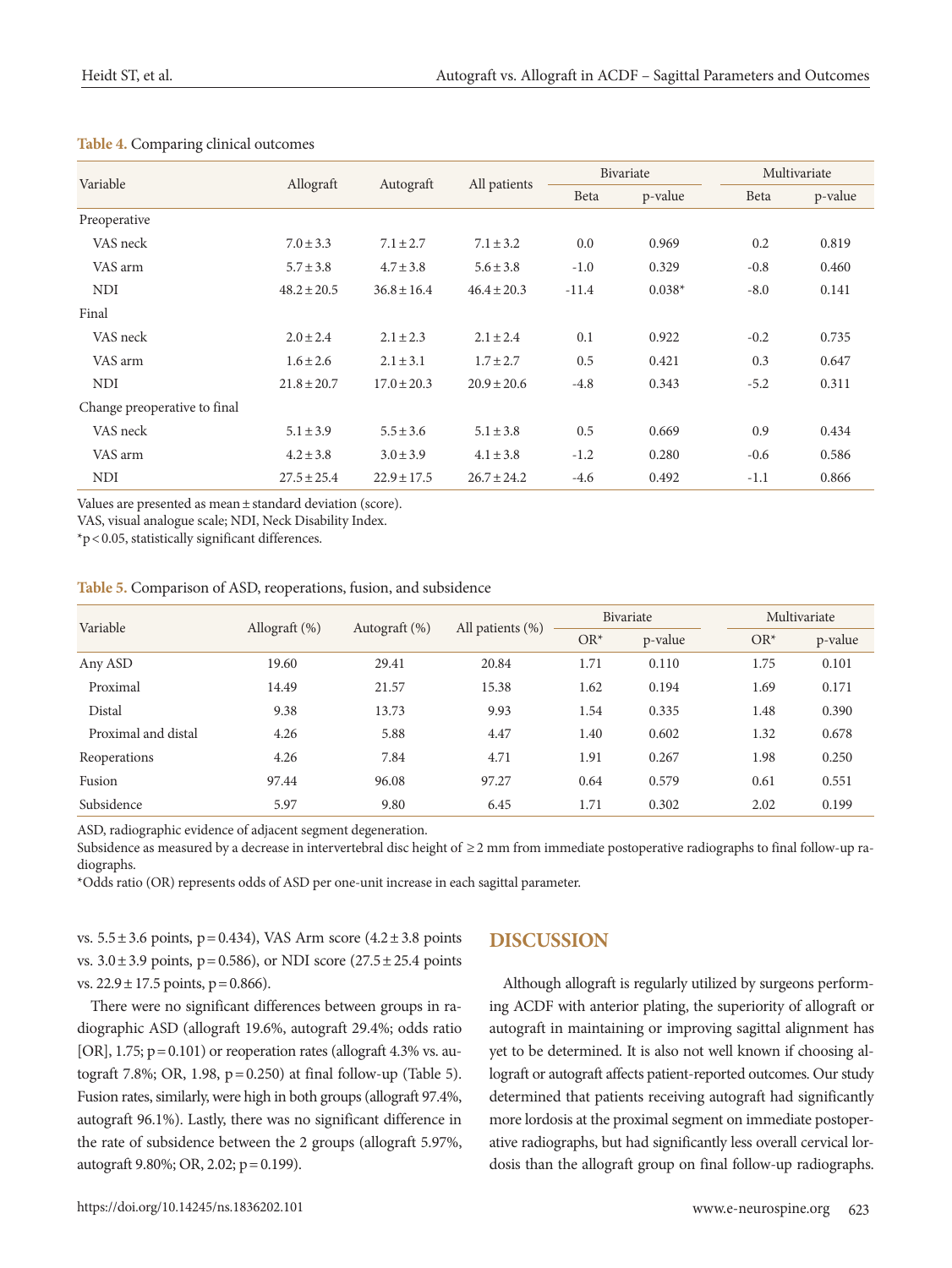**Table 4.** Comparing clinical outcomes

| Variable | Allograft | Autograft | All patients | Bivariate | | Multivariate | |
|---|---|---|---|---|---|---|---|
| | | | | Beta | p-value | Beta | p-value |
| Preoperative | | | | | | | |
| VAS neck | 7.0 ± 3.3 | 7.1 ± 2.7 | 7.1 ± 3.2 | 0.0 | 0.969 | 0.2 | 0.819 |
| VAS arm | 5.7 ± 3.8 | 4.7 ± 3.8 | 5.6 ± 3.8 | -1.0 | 0.329 | -0.8 | 0.460 |
| NDI | 48.2 ± 20.5 | 36.8 ± 16.4 | 46.4 ± 20.3 | -11.4 | 0.038* | -8.0 | 0.141 |
| Final | | | | | | | |
| VAS neck | 2.0 ± 2.4 | 2.1 ± 2.3 | 2.1 ± 2.4 | 0.1 | 0.922 | -0.2 | 0.735 |
| VAS arm | 1.6 ± 2.6 | 2.1 ± 3.1 | 1.7 ± 2.7 | 0.5 | 0.421 | 0.3 | 0.647 |
| NDI | 21.8 ± 20.7 | 17.0 ± 20.3 | 20.9 ± 20.6 | -4.8 | 0.343 | -5.2 | 0.311 |
| Change preoperative to final | | | | | | | |
| VAS neck | 5.1 ± 3.9 | 5.5 ± 3.6 | 5.1 ± 3.8 | 0.5 | 0.669 | 0.9 | 0.434 |
| VAS arm | 4.2 ± 3.8 | 3.0 ± 3.9 | 4.1 ± 3.8 | -1.2 | 0.280 | -0.6 | 0.586 |
| NDI | 27.5 ± 25.4 | 22.9 ± 17.5 | 26.7 ± 24.2 | -4.6 | 0.492 | -1.1 | 0.866 |

Values are presented as mean ± standard deviation (score).
VAS, visual analogue scale; NDI, Neck Disability Index.
*$p < 0.05$, statistically significant differences.

**Table 5.** Comparison of ASD, reoperations, fusion, and subsidence

| Variable | Allograft (%) | Autograft (%) | All patients (%) | Bivariate | | Multivariate | |
|---|---|---|---|---|---|---|---|
| | | | | OR* | p-value | OR* | p-value |
| Any ASD | 19.60 | 29.41 | 20.84 | 1.71 | 0.110 | 1.75 | 0.101 |
| Proximal | 14.49 | 21.57 | 15.38 | 1.62 | 0.194 | 1.69 | 0.171 |
| Distal | 9.38 | 13.73 | 9.93 | 1.54 | 0.335 | 1.48 | 0.390 |
| Proximal and distal | 4.26 | 5.88 | 4.47 | 1.40 | 0.602 | 1.32 | 0.678 |
| Reoperations | 4.26 | 7.84 | 4.71 | 1.91 | 0.267 | 1.98 | 0.250 |
| Fusion | 97.44 | 96.08 | 97.27 | 0.64 | 0.579 | 0.61 | 0.551 |
| Subsidence | 5.97 | 9.80 | 6.45 | 1.71 | 0.302 | 2.02 | 0.199 |

ASD, radiographic evidence of adjacent segment degeneration.
Subsidence as measured by a decrease in intervertebral disc height of ≥ 2 mm from immediate postoperative radiographs to final follow-up radiographs.
*Odds ratio (OR) represents odds of ASD per one-unit increase in each sagittal parameter.

vs. 5.5 ± 3.6 points, $p = 0.434$), VAS Arm score (4.2 ± 3.8 points vs. 3.0 ± 3.9 points, $p = 0.586$), or NDI score (27.5 ± 25.4 points vs. 22.9 ± 17.5 points, $p = 0.866$).

There were no significant differences between groups in radiographic ASD (allograft 19.6%, autograft 29.4%; odds ratio [OR], 1.75; $p = 0.101$) or reoperation rates (allograft 4.3% vs. autograft 7.8%; OR, 1.98, $p = 0.250$) at final follow-up (Table 5). Fusion rates, similarly, were high in both groups (allograft 97.4%, autograft 96.1%). Lastly, there was no significant difference in the rate of subsidence between the 2 groups (allograft 5.97%, autograft 9.80%; OR, 2.02; $p = 0.199$).

## DISCUSSION

Although allograft is regularly utilized by surgeons performing ACDF with anterior plating, the superiority of allograft or autograft in maintaining or improving sagittal alignment has yet to be determined. It is also not well known if choosing allograft or autograft affects patient-reported outcomes. Our study determined that patients receiving autograft had significantly more lordosis at the proximal segment on immediate postoperative radiographs, but had significantly less overall cervical lordosis than the allograft group on final follow-up radiographs.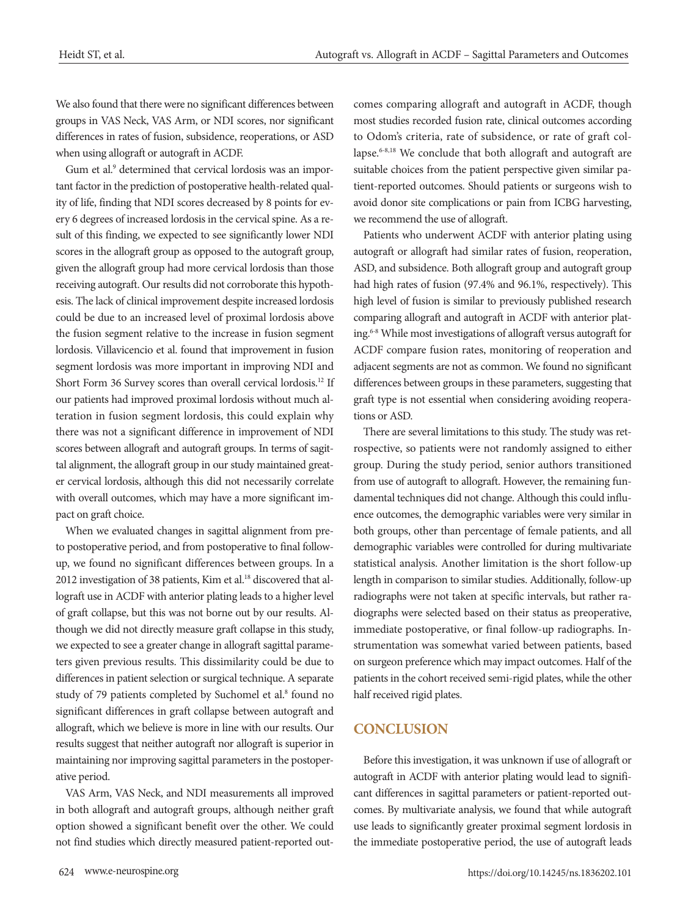We also found that there were no significant differences between groups in VAS Neck, VAS Arm, or NDI scores, nor significant differences in rates of fusion, subsidence, reoperations, or ASD when using allograft or autograft in ACDF.

Gum et al.[9] determined that cervical lordosis was an important factor in the prediction of postoperative health-related quality of life, finding that NDI scores decreased by 8 points for every 6 degrees of increased lordosis in the cervical spine. As a result of this finding, we expected to see significantly lower NDI scores in the allograft group as opposed to the autograft group, given the allograft group had more cervical lordosis than those receiving autograft. Our results did not corroborate this hypothesis. The lack of clinical improvement despite increased lordosis could be due to an increased level of proximal lordosis above the fusion segment relative to the increase in fusion segment lordosis. Villavicencio et al. found that improvement in fusion segment lordosis was more important in improving NDI and Short Form 36 Survey scores than overall cervical lordosis.[12] If our patients had improved proximal lordosis without much alteration in fusion segment lordosis, this could explain why there was not a significant difference in improvement of NDI scores between allograft and autograft groups. In terms of sagittal alignment, the allograft group in our study maintained greater cervical lordosis, although this did not necessarily correlate with overall outcomes, which may have a more significant impact on graft choice.

When we evaluated changes in sagittal alignment from pre- to postoperative period, and from postoperative to final follow-up, we found no significant differences between groups. In a 2012 investigation of 38 patients, Kim et al.[18] discovered that allograft use in ACDF with anterior plating leads to a higher level of graft collapse, but this was not borne out by our results. Although we did not directly measure graft collapse in this study, we expected to see a greater change in allograft sagittal parameters given previous results. This dissimilarity could be due to differences in patient selection or surgical technique. A separate study of 79 patients completed by Suchomel et al.[8] found no significant differences in graft collapse between autograft and allograft, which we believe is more in line with our results. Our results suggest that neither autograft nor allograft is superior in maintaining nor improving sagittal parameters in the postoperative period.

VAS Arm, VAS Neck, and NDI measurements all improved in both allograft and autograft groups, although neither graft option showed a significant benefit over the other. We could not find studies which directly measured patient-reported outcomes comparing allograft and autograft in ACDF, though most studies recorded fusion rate, clinical outcomes according to Odom's criteria, rate of subsidence, or rate of graft collapse.[6-8,18] We conclude that both allograft and autograft are suitable choices from the patient perspective given similar patient-reported outcomes. Should patients or surgeons wish to avoid donor site complications or pain from ICBG harvesting, we recommend the use of allograft.

Patients who underwent ACDF with anterior plating using autograft or allograft had similar rates of fusion, reoperation, ASD, and subsidence. Both allograft group and autograft group had high rates of fusion (97.4% and 96.1%, respectively). This high level of fusion is similar to previously published research comparing allograft and autograft in ACDF with anterior plating.[6-8] While most investigations of allograft versus autograft for ACDF compare fusion rates, monitoring of reoperation and adjacent segments are not as common. We found no significant differences between groups in these parameters, suggesting that graft type is not essential when considering avoiding reoperations or ASD.

There are several limitations to this study. The study was retrospective, so patients were not randomly assigned to either group. During the study period, senior authors transitioned from use of autograft to allograft. However, the remaining fundamental techniques did not change. Although this could influence outcomes, the demographic variables were very similar in both groups, other than percentage of female patients, and all demographic variables were controlled for during multivariate statistical analysis. Another limitation is the short follow-up length in comparison to similar studies. Additionally, follow-up radiographs were not taken at specific intervals, but rather radiographs were selected based on their status as preoperative, immediate postoperative, or final follow-up radiographs. Instrumentation was somewhat varied between patients, based on surgeon preference which may impact outcomes. Half of the patients in the cohort received semi-rigid plates, while the other half received rigid plates.

## CONCLUSION

Before this investigation, it was unknown if use of allograft or autograft in ACDF with anterior plating would lead to significant differences in sagittal parameters or patient-reported outcomes. By multivariate analysis, we found that while autograft use leads to significantly greater proximal segment lordosis in the immediate postoperative period, the use of autograft leads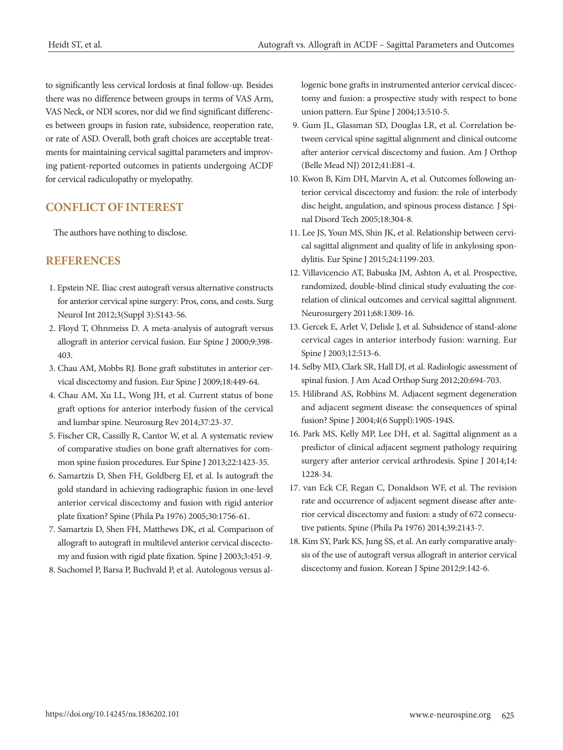to significantly less cervical lordosis at final follow-up. Besides there was no difference between groups in terms of VAS Arm, VAS Neck, or NDI scores, nor did we find significant differences between groups in fusion rate, subsidence, reoperation rate, or rate of ASD. Overall, both graft choices are acceptable treatments for maintaining cervical sagittal parameters and improving patient-reported outcomes in patients undergoing ACDF for cervical radiculopathy or myelopathy.

## CONFLICT OF INTEREST

The authors have nothing to disclose.

## REFERENCES

1. Epstein NE. Iliac crest autograft versus alternative constructs for anterior cervical spine surgery: Pros, cons, and costs. Surg Neurol Int 2012;3(Suppl 3):S143-56.
2. Floyd T, Ohnmeiss D. A meta-analysis of autograft versus allograft in anterior cervical fusion. Eur Spine J 2000;9:398-403.
3. Chau AM, Mobbs RJ. Bone graft substitutes in anterior cervical discectomy and fusion. Eur Spine J 2009;18:449-64.
4. Chau AM, Xu LL, Wong JH, et al. Current status of bone graft options for anterior interbody fusion of the cervical and lumbar spine. Neurosurg Rev 2014;37:23-37.
5. Fischer CR, Cassilly R, Cantor W, et al. A systematic review of comparative studies on bone graft alternatives for common spine fusion procedures. Eur Spine J 2013;22:1423-35.
6. Samartzis D, Shen FH, Goldberg EJ, et al. Is autograft the gold standard in achieving radiographic fusion in one-level anterior cervical discectomy and fusion with rigid anterior plate fixation? Spine (Phila Pa 1976) 2005;30:1756-61.
7. Samartzis D, Shen FH, Matthews DK, et al. Comparison of allograft to autograft in multilevel anterior cervical discectomy and fusion with rigid plate fixation. Spine J 2003;3:451-9.
8. Suchomel P, Barsa P, Buchvald P, et al. Autologous versus allogenic bone grafts in instrumented anterior cervical discectomy and fusion: a prospective study with respect to bone union pattern. Eur Spine J 2004;13:510-5.
9. Gum JL, Glassman SD, Douglas LR, et al. Correlation between cervical spine sagittal alignment and clinical outcome after anterior cervical discectomy and fusion. Am J Orthop (Belle Mead NJ) 2012;41:E81-4.
10. Kwon B, Kim DH, Marvin A, et al. Outcomes following anterior cervical discectomy and fusion: the role of interbody disc height, angulation, and spinous process distance. J Spinal Disord Tech 2005;18:304-8.
11. Lee JS, Youn MS, Shin JK, et al. Relationship between cervical sagittal alignment and quality of life in ankylosing spondylitis. Eur Spine J 2015;24:1199-203.
12. Villavicencio AT, Babuska JM, Ashton A, et al. Prospective, randomized, double-blind clinical study evaluating the correlation of clinical outcomes and cervical sagittal alignment. Neurosurgery 2011;68:1309-16.
13. Gercek E, Arlet V, Delisle J, et al. Subsidence of stand-alone cervical cages in anterior interbody fusion: warning. Eur Spine J 2003;12:513-6.
14. Selby MD, Clark SR, Hall DJ, et al. Radiologic assessment of spinal fusion. J Am Acad Orthop Surg 2012;20:694-703.
15. Hilibrand AS, Robbins M. Adjacent segment degeneration and adjacent segment disease: the consequences of spinal fusion? Spine J 2004;4(6 Suppl):190S-194S.
16. Park MS, Kelly MP, Lee DH, et al. Sagittal alignment as a predictor of clinical adjacent segment pathology requiring surgery after anterior cervical arthrodesis. Spine J 2014;14:1228-34.
17. van Eck CF, Regan C, Donaldson WF, et al. The revision rate and occurrence of adjacent segment disease after anterior cervical discectomy and fusion: a study of 672 consecutive patients. Spine (Phila Pa 1976) 2014;39:2143-7.
18. Kim SY, Park KS, Jung SS, et al. An early comparative analysis of the use of autograft versus allograft in anterior cervical discectomy and fusion. Korean J Spine 2012;9:142-6.